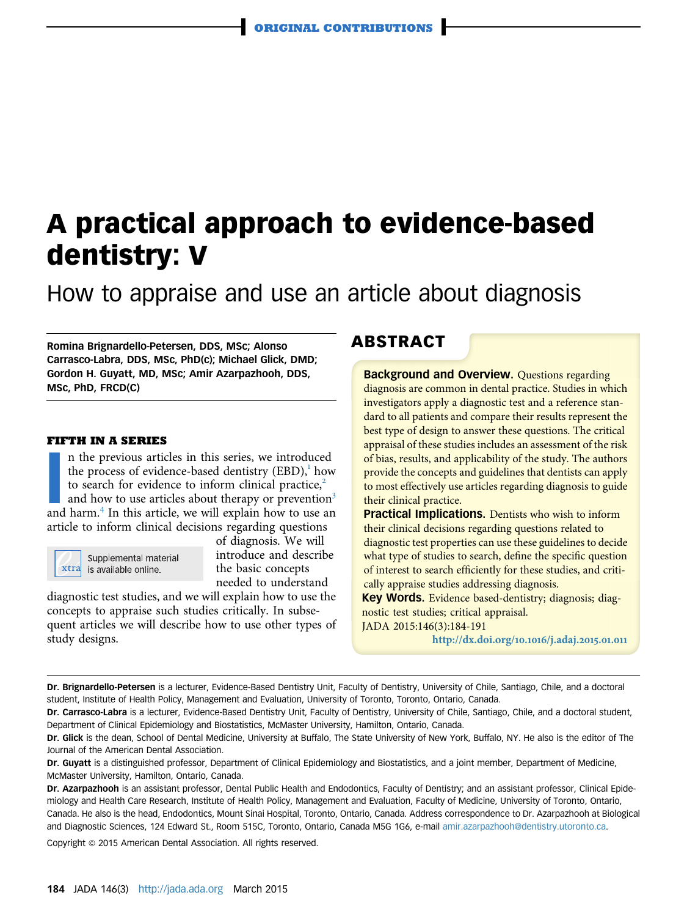ORIGINAL CONTRIBUTIONS

# A practical approach to evidence-based dentistry: V

## How to appraise and use an article about diagnosis

**Romina Brignardello-Petersen, DDS, MSc; Alonso Carrasco-Labra, DDS, MSc, PhD(c); Michael Glick, DMD; Gordon H. Guyatt, MD, MSc; Amir Azarpazhooh, DDS, MSc, PhD, FRCD(C)**

## ABSTRACT

**Background and Overview.** Questions regarding diagnosis are common in dental practice. Studies in which investigators apply a diagnostic test and a reference standard to all patients and compare their results represent the best type of design to answer these questions. The critical appraisal of these studies includes an assessment of the risk of bias, results, and applicability of the study. The authors provide the concepts and guidelines that dentists can apply to most effectively use articles regarding diagnosis to guide their clinical practice.

**Practical Implications.** Dentists who wish to inform their clinical decisions regarding questions related to diagnostic test properties can use these guidelines to decide what type of studies to search, define the specific question of interest to search efficiently for these studies, and critically appraise studies addressing diagnosis.

**Key Words.** Evidence based-dentistry; diagnosis; diagnostic test studies; critical appraisal.

JADA 2015:146(3):184-191

http://dx.doi.org/10.1016/j.adaj.2015.01.011

### FIFTH IN A SERIES

In the previous articles in this series, we introduced the process of evidence-based dentistry (EBD),[1] how to search for evidence to inform clinical practice,[2] and how to use articles about therapy or prevention[3] and harm.[4] In this article, we will explain how to use an article to inform clinical decisions regarding questions of diagnosis. We will introduce and describe the basic concepts needed to understand diagnostic test studies, and we will explain how to use the concepts to appraise such studies critically. In subsequent articles we will describe how to use other types of study designs.

Supplemental material is available online.

---

**Dr. Brignardello-Petersen** is a lecturer, Evidence-Based Dentistry Unit, Faculty of Dentistry, University of Chile, Santiago, Chile, and a doctoral student, Institute of Health Policy, Management and Evaluation, University of Toronto, Toronto, Ontario, Canada.

**Dr. Carrasco-Labra** is a lecturer, Evidence-Based Dentistry Unit, Faculty of Dentistry, University of Chile, Santiago, Chile, and a doctoral student, Department of Clinical Epidemiology and Biostatistics, McMaster University, Hamilton, Ontario, Canada.

**Dr. Glick** is the dean, School of Dental Medicine, University at Buffalo, The State University of New York, Buffalo, NY. He also is the editor of The Journal of the American Dental Association.

**Dr. Guyatt** is a distinguished professor, Department of Clinical Epidemiology and Biostatistics, and a joint member, Department of Medicine, McMaster University, Hamilton, Ontario, Canada.

**Dr. Azarpazhooh** is an assistant professor, Dental Public Health and Endodontics, Faculty of Dentistry; and an assistant professor, Clinical Epidemiology and Health Care Research, Institute of Health Policy, Management and Evaluation, Faculty of Medicine, University of Toronto, Ontario, Canada. He also is the head, Endodontics, Mount Sinai Hospital, Toronto, Ontario, Canada. Address correspondence to Dr. Azarpazhooh at Biological and Diagnostic Sciences, 124 Edward St., Room 515C, Toronto, Ontario, Canada M5G 1G6, e-mail amir.azarpazhooh@dentistry.utoronto.ca.

Copyright © 2015 American Dental Association. All rights reserved.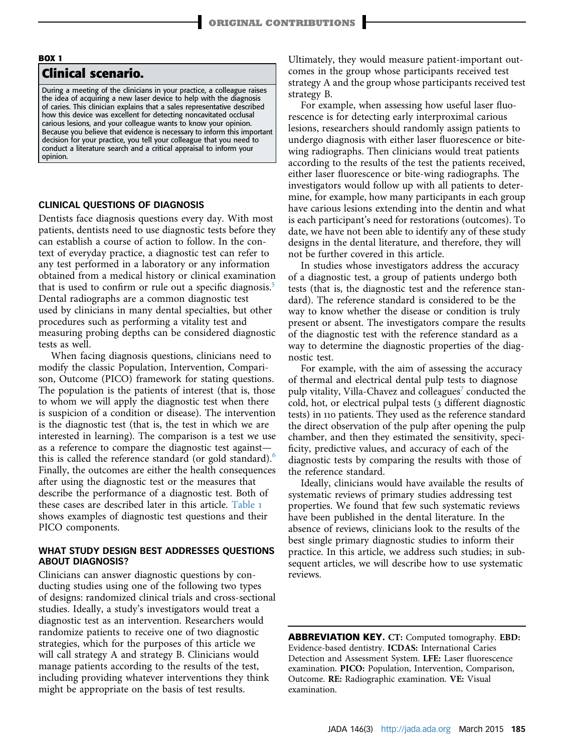**BOX 1**

## Clinical scenario.

During a meeting of the clinicians in your practice, a colleague raises the idea of acquiring a new laser device to help with the diagnosis of caries. This clinician explains that a sales representative described how this device was excellent for detecting noncavitated occlusal carious lesions, and your colleague wants to know your opinion. Because you believe that evidence is necessary to inform this important decision for your practice, you tell your colleague that you need to conduct a literature search and a critical appraisal to inform your opinion.

## CLINICAL QUESTIONS OF DIAGNOSIS

Dentists face diagnosis questions every day. With most patients, dentists need to use diagnostic tests before they can establish a course of action to follow. In the context of everyday practice, a diagnostic test can refer to any test performed in a laboratory or any information obtained from a medical history or clinical examination that is used to confirm or rule out a specific diagnosis.[5] Dental radiographs are a common diagnostic test used by clinicians in many dental specialties, but other procedures such as performing a vitality test and measuring probing depths can be considered diagnostic tests as well.

When facing diagnosis questions, clinicians need to modify the classic Population, Intervention, Comparison, Outcome (PICO) framework for stating questions. The population is the patients of interest (that is, those to whom we will apply the diagnostic test when there is suspicion of a condition or disease). The intervention is the diagnostic test (that is, the test in which we are interested in learning). The comparison is a test we use as a reference to compare the diagnostic test against—this is called the reference standard (or gold standard).[6] Finally, the outcomes are either the health consequences after using the diagnostic test or the measures that describe the performance of a diagnostic test. Both of these cases are described later in this article. Table 1 shows examples of diagnostic test questions and their PICO components.

## WHAT STUDY DESIGN BEST ADDRESSES QUESTIONS ABOUT DIAGNOSIS?

Clinicians can answer diagnostic questions by conducting studies using one of the following two types of designs: randomized clinical trials and cross-sectional studies. Ideally, a study's investigators would treat a diagnostic test as an intervention. Researchers would randomize patients to receive one of two diagnostic strategies, which for the purposes of this article we will call strategy A and strategy B. Clinicians would manage patients according to the results of the test, including providing whatever interventions they think might be appropriate on the basis of test results. Ultimately, they would measure patient-important outcomes in the group whose participants received test strategy A and the group whose participants received test strategy B.

For example, when assessing how useful laser fluorescence is for detecting early interproximal carious lesions, researchers should randomly assign patients to undergo diagnosis with either laser fluorescence or bite-wing radiographs. Then clinicians would treat patients according to the results of the test the patients received, either laser fluorescence or bite-wing radiographs. The investigators would follow up with all patients to determine, for example, how many participants in each group have carious lesions extending into the dentin and what is each participant's need for restorations (outcomes). To date, we have not been able to identify any of these study designs in the dental literature, and therefore, they will not be further covered in this article.

In studies whose investigators address the accuracy of a diagnostic test, a group of patients undergo both tests (that is, the diagnostic test and the reference standard). The reference standard is considered to be the way to know whether the disease or condition is truly present or absent. The investigators compare the results of the diagnostic test with the reference standard as a way to determine the diagnostic properties of the diagnostic test.

For example, with the aim of assessing the accuracy of thermal and electrical dental pulp tests to diagnose pulp vitality, Villa-Chavez and colleagues[7] conducted the cold, hot, or electrical pulpal tests (3 different diagnostic tests) in 110 patients. They used as the reference standard the direct observation of the pulp after opening the pulp chamber, and then they estimated the sensitivity, specificity, predictive values, and accuracy of each of the diagnostic tests by comparing the results with those of the reference standard.

Ideally, clinicians would have available the results of systematic reviews of primary studies addressing test properties. We found that few such systematic reviews have been published in the dental literature. In the absence of reviews, clinicians look to the results of the best single primary diagnostic studies to inform their practice. In this article, we address such studies; in subsequent articles, we will describe how to use systematic reviews.

**ABBREVIATION KEY. CT:** Computed tomography. **EBD:** Evidence-based dentistry. **ICDAS:** International Caries Detection and Assessment System. **LFE:** Laser fluorescence examination. **PICO:** Population, Intervention, Comparison, Outcome. **RE:** Radiographic examination. **VE:** Visual examination.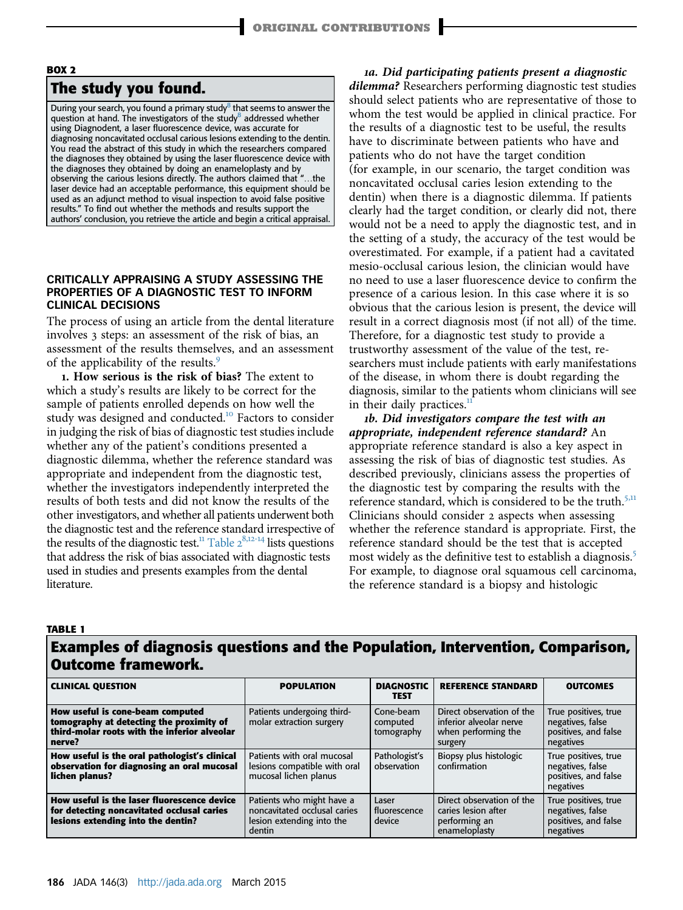**BOX 2**

## The study you found.

During your search, you found a primary study[8] that seems to answer the question at hand. The investigators of the study[8] addressed whether using Diagnodent, a laser fluorescence device, was accurate for diagnosing noncavitated occlusal carious lesions extending to the dentin. You read the abstract of this study in which the researchers compared the diagnoses they obtained by using the laser fluorescence device with the diagnoses they obtained by doing an enameloplasty and by observing the carious lesions directly. The authors claimed that "…the laser device had an acceptable performance, this equipment should be used as an adjunct method to visual inspection to avoid false positive results." To find out whether the methods and results support the authors' conclusion, you retrieve the article and begin a critical appraisal.

### CRITICALLY APPRAISING A STUDY ASSESSING THE PROPERTIES OF A DIAGNOSTIC TEST TO INFORM CLINICAL DECISIONS

The process of using an article from the dental literature involves 3 steps: an assessment of the risk of bias, an assessment of the results themselves, and an assessment of the applicability of the results.[9]

**1. How serious is the risk of bias?** The extent to which a study's results are likely to be correct for the sample of patients enrolled depends on how well the study was designed and conducted.[10] Factors to consider in judging the risk of bias of diagnostic test studies include whether any of the patient's conditions presented a diagnostic dilemma, whether the reference standard was appropriate and independent from the diagnostic test, whether the investigators independently interpreted the results of both tests and did not know the results of the other investigators, and whether all patients underwent both the diagnostic test and the reference standard irrespective of the results of the diagnostic test.[11] Table 2[8,12-14] lists questions that address the risk of bias associated with diagnostic tests used in studies and presents examples from the dental literature.

***1a. Did participating patients present a diagnostic dilemma?*** Researchers performing diagnostic test studies should select patients who are representative of those to whom the test would be applied in clinical practice. For the results of a diagnostic test to be useful, the results have to discriminate between patients who have and patients who do not have the target condition (for example, in our scenario, the target condition was noncavitated occlusal caries lesion extending to the dentin) when there is a diagnostic dilemma. If patients clearly had the target condition, or clearly did not, there would not be a need to apply the diagnostic test, and in the setting of a study, the accuracy of the test would be overestimated. For example, if a patient had a cavitated mesio-occlusal carious lesion, the clinician would have no need to use a laser fluorescence device to confirm the presence of a carious lesion. In this case where it is so obvious that the carious lesion is present, the device will result in a correct diagnosis most (if not all) of the time. Therefore, for a diagnostic test study to provide a trustworthy assessment of the value of the test, researchers must include patients with early manifestations of the disease, in whom there is doubt regarding the diagnosis, similar to the patients whom clinicians will see in their daily practices.[11]

***1b. Did investigators compare the test with an appropriate, independent reference standard?*** An appropriate reference standard is also a key aspect in assessing the risk of bias of diagnostic test studies. As described previously, clinicians assess the properties of the diagnostic test by comparing the results with the reference standard, which is considered to be the truth.[5,11] Clinicians should consider 2 aspects when assessing whether the reference standard is appropriate. First, the reference standard should be the test that is accepted most widely as the definitive test to establish a diagnosis.[5] For example, to diagnose oral squamous cell carcinoma, the reference standard is a biopsy and histologic

**TABLE 1**

**Examples of diagnosis questions and the Population, Intervention, Comparison, Outcome framework.**

| CLINICAL QUESTION | POPULATION | DIAGNOSTIC TEST | REFERENCE STANDARD | OUTCOMES |
|---|---|---|---|---|
| **How useful is cone-beam computed tomography at detecting the proximity of third-molar roots with the inferior alveolar nerve?** | Patients undergoing third-molar extraction surgery | Cone-beam computed tomography | Direct observation of the inferior alveolar nerve when performing the surgery | True positives, true negatives, false positives, and false negatives |
| **How useful is the oral pathologist's clinical observation for diagnosing an oral mucosal lichen planus?** | Patients with oral mucosal lesions compatible with oral mucosal lichen planus | Pathologist's observation | Biopsy plus histologic confirmation | True positives, true negatives, false positives, and false negatives |
| **How useful is the laser fluorescence device for detecting noncavitated occlusal caries lesions extending into the dentin?** | Patients who might have a noncavitated occlusal caries lesion extending into the dentin | Laser fluorescence device | Direct observation of the caries lesion after performing an enameloplasty | True positives, true negatives, false positives, and false negatives |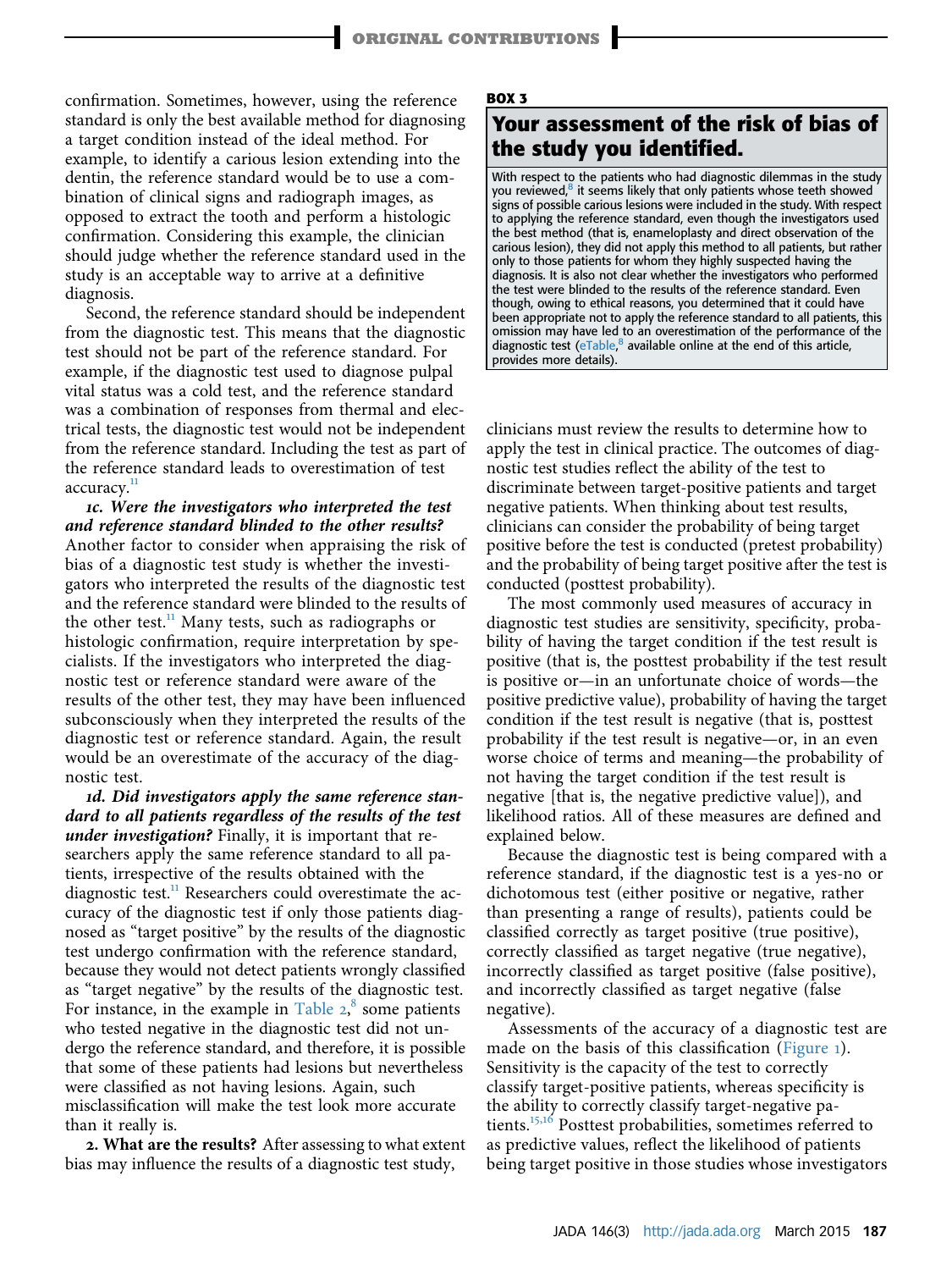confirmation. Sometimes, however, using the reference standard is only the best available method for diagnosing a target condition instead of the ideal method. For example, to identify a carious lesion extending into the dentin, the reference standard would be to use a combination of clinical signs and radiograph images, as opposed to extract the tooth and perform a histologic confirmation. Considering this example, the clinician should judge whether the reference standard used in the study is an acceptable way to arrive at a definitive diagnosis.

Second, the reference standard should be independent from the diagnostic test. This means that the diagnostic test should not be part of the reference standard. For example, if the diagnostic test used to diagnose pulpal vital status was a cold test, and the reference standard was a combination of responses from thermal and electrical tests, the diagnostic test would not be independent from the reference standard. Including the test as part of the reference standard leads to overestimation of test accuracy.[11]

***1c. Were the investigators who interpreted the test and reference standard blinded to the other results?*** Another factor to consider when appraising the risk of bias of a diagnostic test study is whether the investigators who interpreted the results of the diagnostic test and the reference standard were blinded to the results of the other test.[11] Many tests, such as radiographs or histologic confirmation, require interpretation by specialists. If the investigators who interpreted the diagnostic test or reference standard were aware of the results of the other test, they may have been influenced subconsciously when they interpreted the results of the diagnostic test or reference standard. Again, the result would be an overestimate of the accuracy of the diagnostic test.

***1d. Did investigators apply the same reference standard to all patients regardless of the results of the test under investigation?*** Finally, it is important that researchers apply the same reference standard to all patients, irrespective of the results obtained with the diagnostic test.[11] Researchers could overestimate the accuracy of the diagnostic test if only those patients diagnosed as "target positive" by the results of the diagnostic test undergo confirmation with the reference standard, because they would not detect patients wrongly classified as "target negative" by the results of the diagnostic test. For instance, in the example in Table 2,[8] some patients who tested negative in the diagnostic test did not undergo the reference standard, and therefore, it is possible that some of these patients had lesions but nevertheless were classified as not having lesions. Again, such misclassification will make the test look more accurate than it really is.

**2. What are the results?** After assessing to what extent bias may influence the results of a diagnostic test study, clinicians must review the results to determine how to apply the test in clinical practice. The outcomes of diagnostic test studies reflect the ability of the test to discriminate between target-positive patients and target negative patients. When thinking about test results, clinicians can consider the probability of being target positive before the test is conducted (pretest probability) and the probability of being target positive after the test is conducted (posttest probability).

The most commonly used measures of accuracy in diagnostic test studies are sensitivity, specificity, probability of having the target condition if the test result is positive (that is, the posttest probability if the test result is positive or—in an unfortunate choice of words—the positive predictive value), probability of having the target condition if the test result is negative (that is, posttest probability if the test result is negative—or, in an even worse choice of terms and meaning—the probability of not having the target condition if the test result is negative [that is, the negative predictive value]), and likelihood ratios. All of these measures are defined and explained below.

Because the diagnostic test is being compared with a reference standard, if the diagnostic test is a yes-no or dichotomous test (either positive or negative, rather than presenting a range of results), patients could be classified correctly as target positive (true positive), correctly classified as target negative (true negative), incorrectly classified as target positive (false positive), and incorrectly classified as target negative (false negative).

Assessments of the accuracy of a diagnostic test are made on the basis of this classification (Figure 1). Sensitivity is the capacity of the test to correctly classify target-positive patients, whereas specificity is the ability to correctly classify target-negative patients.[15,16] Posttest probabilities, sometimes referred to as predictive values, reflect the likelihood of patients being target positive in those studies whose investigators

**BOX 3**

## Your assessment of the risk of bias of the study you identified.

With respect to the patients who had diagnostic dilemmas in the study you reviewed,[8] it seems likely that only patients whose teeth showed signs of possible carious lesions were included in the study. With respect to applying the reference standard, even though the investigators used the best method (that is, enameloplasty and direct observation of the carious lesion), they did not apply this method to all patients, but rather only to those patients for whom they highly suspected having the diagnosis. It is also not clear whether the investigators who performed the test were blinded to the results of the reference standard. Even though, owing to ethical reasons, you determined that it could have been appropriate not to apply the reference standard to all patients, this omission may have led to an overestimation of the performance of the diagnostic test (eTable,[8] available online at the end of this article, provides more details).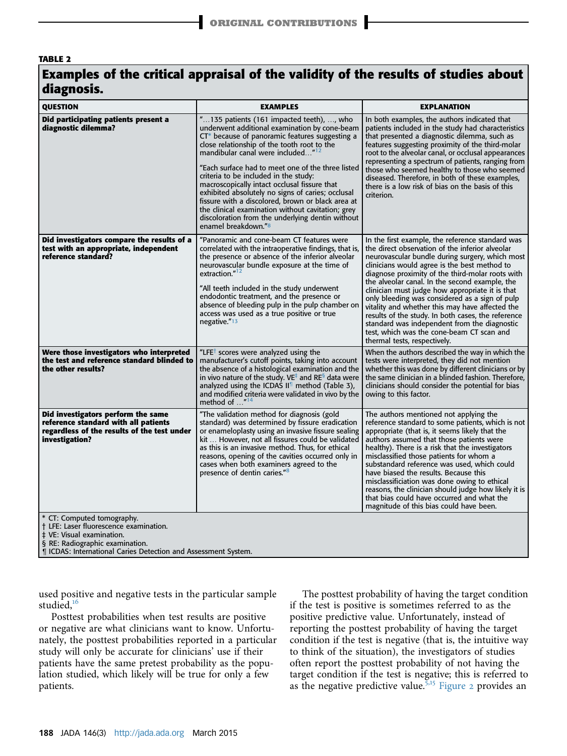**TABLE 2**

**Examples of the critical appraisal of the validity of the results of studies about diagnosis.**

| QUESTION | EXAMPLES | EXPLANATION |
|---|---|---|
| **Did participating patients present a diagnostic dilemma?** | "…135 patients (161 impacted teeth), …, who underwent additional examination by cone-beam CT* because of panoramic features suggesting a close relationship of the tooth root to the mandibular canal were included…"[12]<br><br>"Each surface had to meet one of the three listed criteria to be included in the study: macroscopically intact occlusal fissure that exhibited absolutely no signs of caries; occlusal fissure with a discolored, brown or black area at the clinical examination without cavitation; grey discoloration from the underlying dentin without enamel breakdown."[8] | In both examples, the authors indicated that patients included in the study had characteristics that presented a diagnostic dilemma, such as features suggesting proximity of the third-molar root to the alveolar canal, or occlusal appearances representing a spectrum of patients, ranging from those who seemed healthy to those who seemed diseased. Therefore, in both of these examples, there is a low risk of bias on the basis of this criterion. |
| **Did investigators compare the results of a test with an appropriate, independent reference standard?** | "Panoramic and cone-beam CT features were correlated with the intraoperative findings, that is, the presence or absence of the inferior alveolar neurovascular bundle exposure at the time of extraction."[12]<br><br>"All teeth included in the study underwent endodontic treatment, and the presence or absence of bleeding pulp in the pulp chamber on access was used as a true positive or true negative."[13] | In the first example, the reference standard was the direct observation of the inferior alveolar neurovascular bundle during surgery, which most clinicians would agree is the best method to diagnose proximity of the third-molar roots with the alveolar canal. In the second example, the clinician must judge how appropriate it is that only bleeding was considered as a sign of pulp vitality and whether this may have affected the results of the study. In both cases, the reference standard was independent from the diagnostic test, which was the cone-beam CT scan and thermal tests, respectively. |
| **Were those investigators who interpreted the test and reference standard blinded to the other results?** | "LFE† scores were analyzed using the manufacturer's cutoff points, taking into account the absence of a histological examination and the in vivo nature of the study. VE‡ and RE§ data were analyzed using the ICDAS II¶ method (Table 3), and modified criteria were validated in vivo by the method of …"[14] | When the authors described the way in which the tests were interpreted, they did not mention whether this was done by different clinicians or by the same clinician in a blinded fashion. Therefore, clinicians should consider the potential for bias owing to this factor. |
| **Did investigators perform the same reference standard with all patients regardless of the results of the test under investigation?** | "The validation method for diagnosis (gold standard) was determined by fissure eradication or enameloplasty using an invasive fissure sealing kit … However, not all fissures could be validated as this is an invasive method. Thus, for ethical reasons, opening of the cavities occurred only in cases when both examiners agreed to the presence of dentin caries."[8] | The authors mentioned not applying the reference standard to some patients, which is not appropriate (that is, it seems likely that the authors assumed that those patients were healthy). There is a risk that the investigators misclassified those patients for whom a substandard reference was used, which could have biased the results. Because this misclassification was done owing to ethical reasons, the clinician should judge how likely it is that bias could have occurred and what the magnitude of this bias could have been. |

\* CT: Computed tomography.
† LFE: Laser fluorescence examination.
‡ VE: Visual examination.
§ RE: Radiographic examination.
¶ ICDAS: International Caries Detection and Assessment System.

used positive and negative tests in the particular sample studied.[16]

Posttest probabilities when test results are positive or negative are what clinicians want to know. Unfortunately, the posttest probabilities reported in a particular study will only be accurate for clinicians' use if their patients have the same pretest probability as the population studied, which likely will be true for only a few patients.

The posttest probability of having the target condition if the test is positive is sometimes referred to as the positive predictive value. Unfortunately, instead of reporting the posttest probability of having the target condition if the test is negative (that is, the intuitive way to think of the situation), the investigators of studies often report the posttest probability of not having the target condition if the test is negative; this is referred to as the negative predictive value.[5,15] Figure 2 provides an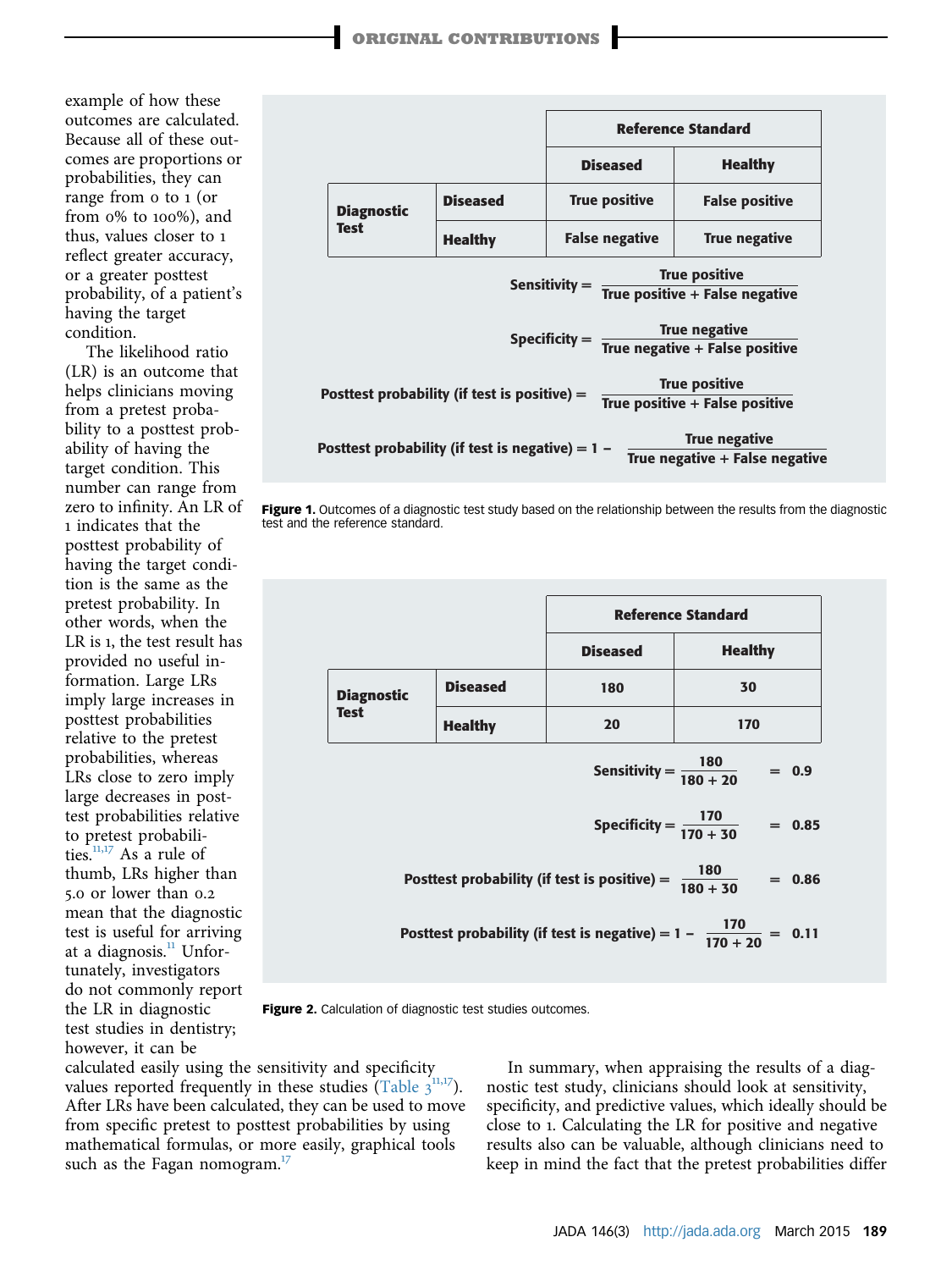example of how these outcomes are calculated. Because all of these outcomes are proportions or probabilities, they can range from 0 to 1 (or from 0% to 100%), and thus, values closer to 1 reflect greater accuracy, or a greater posttest probability, of a patient's having the target condition.

The likelihood ratio (LR) is an outcome that helps clinicians moving from a pretest probability to a posttest probability of having the target condition. This number can range from zero to infinity. An LR of 1 indicates that the posttest probability of having the target condition is the same as the pretest probability. In other words, when the LR is 1, the test result has provided no useful information. Large LRs imply large increases in posttest probabilities relative to the pretest probabilities, whereas LRs close to zero imply large decreases in posttest probabilities relative to pretest probabilities.[11,17] As a rule of thumb, LRs higher than 5.0 or lower than 0.2 mean that the diagnostic test is useful for arriving at a diagnosis.[11] Unfortunately, investigators do not commonly report the LR in diagnostic test studies in dentistry; however, it can be calculated easily using the sensitivity and specificity values reported frequently in these studies (Table 3[11,17]). After LRs have been calculated, they can be used to move from specific pretest to posttest probabilities by using mathematical formulas, or more easily, graphical tools such as the Fagan nomogram.[17]

| | | Reference Standard | |
|---|---|---|---|
| | | **Diseased** | **Healthy** |
| **Diagnostic Test** | **Diseased** | True positive | False positive |
| | **Healthy** | False negative | True negative |

$$\text{Sensitivity} = \frac{\text{True positive}}{\text{True positive + False negative}}$$

$$\text{Specificity} = \frac{\text{True negative}}{\text{True negative + False positive}}$$

$$\text{Posttest probability (if test is positive)} = \frac{\text{True positive}}{\text{True positive + False positive}}$$

$$\text{Posttest probability (if test is negative)} = 1 - \frac{\text{True negative}}{\text{True negative + False negative}}$$

**Figure 1.** Outcomes of a diagnostic test study based on the relationship between the results from the diagnostic test and the reference standard.

| | | Reference Standard | |
|---|---|---|---|
| | | **Diseased** | **Healthy** |
| **Diagnostic Test** | **Diseased** | 180 | 30 |
| | **Healthy** | 20 | 170 |

$$\text{Sensitivity} = \frac{180}{180 + 20} = 0.9$$

$$\text{Specificity} = \frac{170}{170 + 30} = 0.85$$

$$\text{Posttest probability (if test is positive)} = \frac{180}{180 + 30} = 0.86$$

$$\text{Posttest probability (if test is negative)} = 1 - \frac{170}{170 + 20} = 0.11$$

**Figure 2.** Calculation of diagnostic test studies outcomes.

In summary, when appraising the results of a diagnostic test study, clinicians should look at sensitivity, specificity, and predictive values, which ideally should be close to 1. Calculating the LR for positive and negative results also can be valuable, although clinicians need to keep in mind the fact that the pretest probabilities differ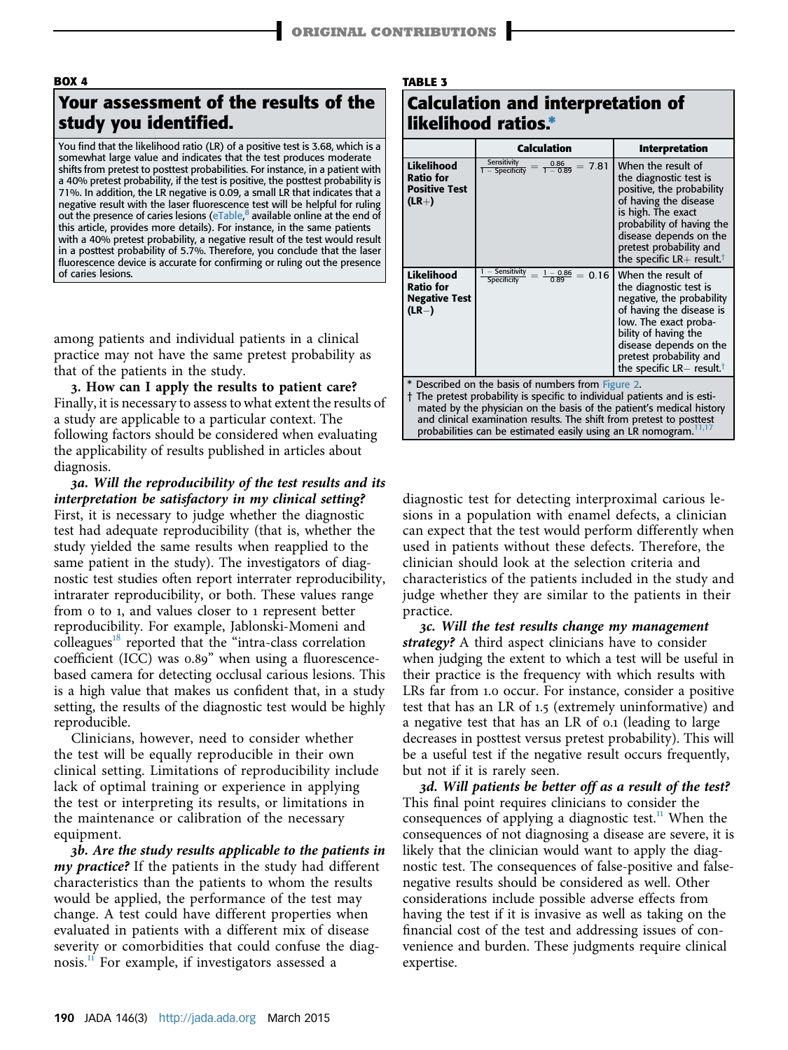**BOX 4**

## Your assessment of the results of the study you identified.

You find that the likelihood ratio (LR) of a positive test is 3.68, which is a somewhat large value and indicates that the test produces moderate shifts from pretest to posttest probabilities. For instance, in a patient with a 40% pretest probability, if the test is positive, the posttest probability is 71%. In addition, the LR negative is 0.09, a small LR that indicates that a negative result with the laser fluorescence test will be helpful for ruling out the presence of caries lesions (eTable,[8] available online at the end of this article, provides more details). For instance, in the same patients with a 40% pretest probability, a negative result of the test would result in a posttest probability of 5.7%. Therefore, you conclude that the laser fluorescence device is accurate for confirming or ruling out the presence of caries lesions.

among patients and individual patients in a clinical practice may not have the same pretest probability as that of the patients in the study.

**3. How can I apply the results to patient care?** Finally, it is necessary to assess to what extent the results of a study are applicable to a particular context. The following factors should be considered when evaluating the applicability of results published in articles about diagnosis.

***3a. Will the reproducibility of the test results and its interpretation be satisfactory in my clinical setting?*** First, it is necessary to judge whether the diagnostic test had adequate reproducibility (that is, whether the study yielded the same results when reapplied to the same patient in the study). The investigators of diagnostic test studies often report interrater reproducibility, intrarater reproducibility, or both. These values range from 0 to 1, and values closer to 1 represent better reproducibility. For example, Jablonski-Momeni and colleagues[18] reported that the "intra-class correlation coefficient (ICC) was 0.89" when using a fluorescence-based camera for detecting occlusal carious lesions. This is a high value that makes us confident that, in a study setting, the results of the diagnostic test would be highly reproducible.

Clinicians, however, need to consider whether the test will be equally reproducible in their own clinical setting. Limitations of reproducibility include lack of optimal training or experience in applying the test or interpreting its results, or limitations in the maintenance or calibration of the necessary equipment.

***3b. Are the study results applicable to the patients in my practice?*** If the patients in the study had different characteristics than the patients to whom the results would be applied, the performance of the test may change. A test could have different properties when evaluated in patients with a different mix of disease severity or comorbidities that could confuse the diagnosis.[11] For example, if investigators assessed a diagnostic test for detecting interproximal carious lesions in a population with enamel defects, a clinician can expect that the test would perform differently when used in patients without these defects. Therefore, the clinician should look at the selection criteria and characteristics of the patients included in the study and judge whether they are similar to the patients in their practice.

***3c. Will the test results change my management strategy?*** A third aspect clinicians have to consider when judging the extent to which a test will be useful in their practice is the frequency with which results with LRs far from 1.0 occur. For instance, consider a positive test that has an LR of 1.5 (extremely uninformative) and a negative test that has an LR of 0.1 (leading to large decreases in posttest versus pretest probability). This will be a useful test if the negative result occurs frequently, but not if it is rarely seen.

***3d. Will patients be better off as a result of the test?*** This final point requires clinicians to consider the consequences of applying a diagnostic test.[11] When the consequences of not diagnosing a disease are severe, it is likely that the clinician would want to apply the diagnostic test. The consequences of false-positive and false-negative results should be considered as well. Other considerations include possible adverse effects from having the test if it is invasive as well as taking on the financial cost of the test and addressing issues of convenience and burden. These judgments require clinical expertise.

**TABLE 3**

## Calculation and interpretation of likelihood ratios.*

| | Calculation | Interpretation |
|---|---|---|
| **Likelihood Ratio for Positive Test (LR+)** | $\frac{\text{Sensitivity}}{1 - \text{Specificity}} = \frac{0.86}{1 - 0.89} = 7.81$ | When the result of the diagnostic test is positive, the probability of having the disease is high. The exact probability of having the disease depends on the pretest probability and the specific LR+ result.† |
| **Likelihood Ratio for Negative Test (LR−)** | $\frac{1 - \text{Sensitivity}}{\text{Specificity}} = \frac{1 - 0.86}{0.89} = 0.16$ | When the result of the diagnostic test is negative, the probability of having the disease is low. The exact probability of having the disease depends on the pretest probability and the specific LR− result.† |

\* Described on the basis of numbers from Figure 2.
† The pretest probability is specific to individual patients and is estimated by the physician on the basis of the patient's medical history and clinical examination results. The shift from pretest to posttest probabilities can be estimated easily using an LR nomogram.[11,17]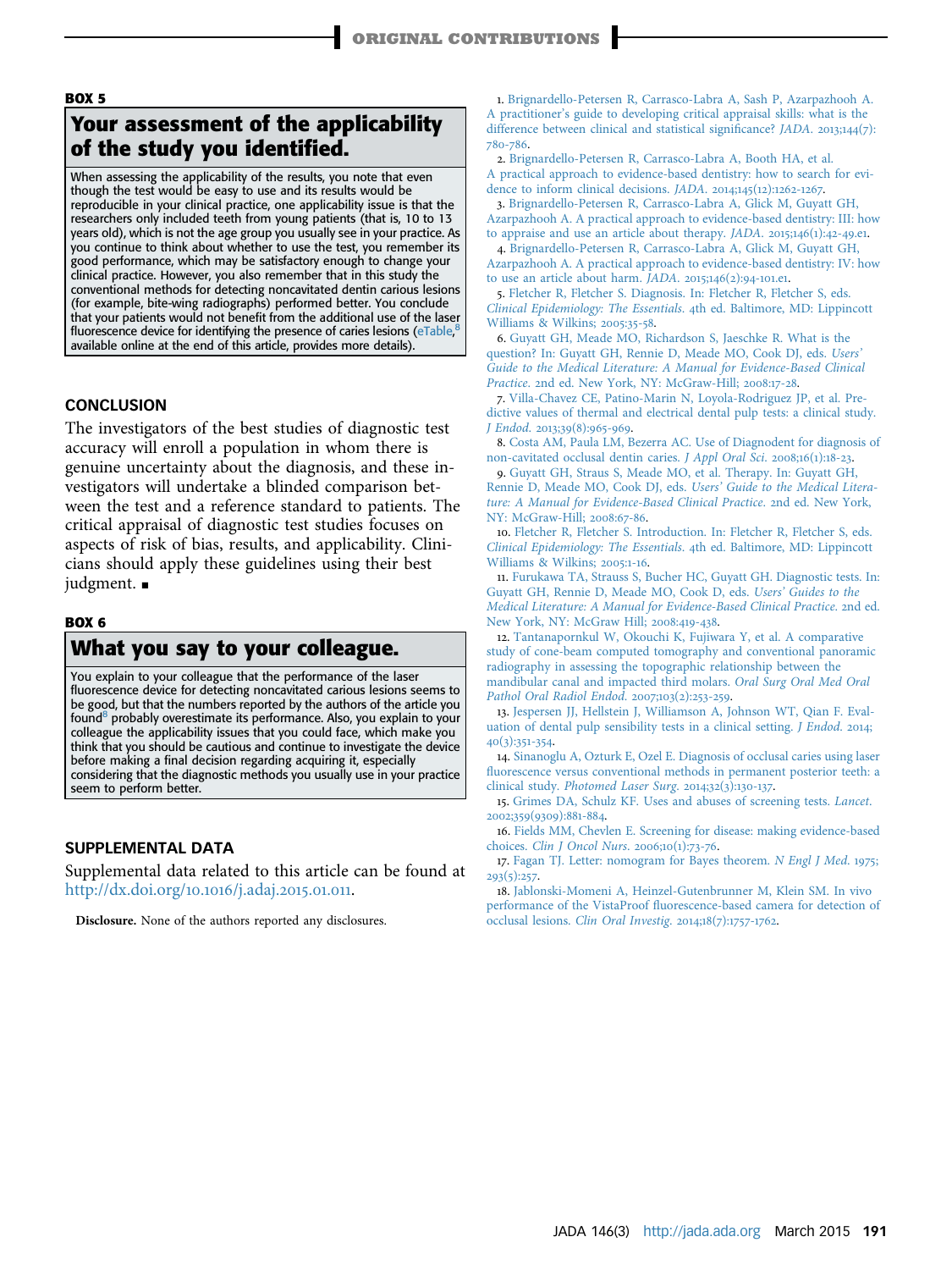**BOX 5**

## Your assessment of the applicability of the study you identified.

When assessing the applicability of the results, you note that even though the test would be easy to use and its results would be reproducible in your clinical practice, one applicability issue is that the researchers only included teeth from young patients (that is, 10 to 13 years old), which is not the age group you usually see in your practice. As you continue to think about whether to use the test, you remember its good performance, which may be satisfactory enough to change your clinical practice. However, you also remember that in this study the conventional methods for detecting noncavitated dentin carious lesions (for example, bite-wing radiographs) performed better. You conclude that your patients would not benefit from the additional use of the laser fluorescence device for identifying the presence of caries lesions (eTable,[8] available online at the end of this article, provides more details).

## CONCLUSION

The investigators of the best studies of diagnostic test accuracy will enroll a population in whom there is genuine uncertainty about the diagnosis, and these investigators will undertake a blinded comparison between the test and a reference standard to patients. The critical appraisal of diagnostic test studies focuses on aspects of risk of bias, results, and applicability. Clinicians should apply these guidelines using their best judgment. ∎

**BOX 6**

## What you say to your colleague.

You explain to your colleague that the performance of the laser fluorescence device for detecting noncavitated carious lesions seems to be good, but that the numbers reported by the authors of the article you found[8] probably overestimate its performance. Also, you explain to your colleague the applicability issues that you could face, which make you think that you should be cautious and continue to investigate the device before making a final decision regarding acquiring it, especially considering that the diagnostic methods you usually use in your practice seem to perform better.

## SUPPLEMENTAL DATA

Supplemental data related to this article can be found at http://dx.doi.org/10.1016/j.adaj.2015.01.011.

**Disclosure.** None of the authors reported any disclosures.

1. Brignardello-Petersen R, Carrasco-Labra A, Sash P, Azarpazhooh A. A practitioner's guide to developing critical appraisal skills: what is the difference between clinical and statistical significance? *JADA*. 2013;144(7):780-786.
2. Brignardello-Petersen R, Carrasco-Labra A, Booth HA, et al. A practical approach to evidence-based dentistry: how to search for evidence to inform clinical decisions. *JADA*. 2014;145(12):1262-1267.
3. Brignardello-Petersen R, Carrasco-Labra A, Glick M, Guyatt GH, Azarpazhooh A. A practical approach to evidence-based dentistry: III: how to appraise and use an article about therapy. *JADA*. 2015;146(1):42-49.e1.
4. Brignardello-Petersen R, Carrasco-Labra A, Glick M, Guyatt GH, Azarpazhooh A. A practical approach to evidence-based dentistry: IV: how to use an article about harm. *JADA*. 2015;146(2):94-101.e1.
5. Fletcher R, Fletcher S. Diagnosis. In: Fletcher R, Fletcher S, eds. *Clinical Epidemiology: The Essentials*. 4th ed. Baltimore, MD: Lippincott Williams & Wilkins; 2005:35-58.
6. Guyatt GH, Meade MO, Richardson S, Jaeschke R. What is the question? In: Guyatt GH, Rennie D, Meade MO, Cook DJ, eds. *Users' Guide to the Medical Literature: A Manual for Evidence-Based Clinical Practice*. 2nd ed. New York, NY: McGraw-Hill; 2008:17-28.
7. Villa-Chavez CE, Patino-Marin N, Loyola-Rodriguez JP, et al. Predictive values of thermal and electrical dental pulp tests: a clinical study. *J Endod*. 2013;39(8):965-969.
8. Costa AM, Paula LM, Bezerra AC. Use of Diagnodent for diagnosis of non-cavitated occlusal dentin caries. *J Appl Oral Sci*. 2008;16(1):18-23.
9. Guyatt GH, Straus S, Meade MO, et al. Therapy. In: Guyatt GH, Rennie D, Meade MO, Cook DJ, eds. *Users' Guide to the Medical Literature: A Manual for Evidence-Based Clinical Practice*. 2nd ed. New York, NY: McGraw-Hill; 2008:67-86.
10. Fletcher R, Fletcher S. Introduction. In: Fletcher R, Fletcher S, eds. *Clinical Epidemiology: The Essentials*. 4th ed. Baltimore, MD: Lippincott Williams & Wilkins; 2005:1-16.
11. Furukawa TA, Strauss S, Bucher HC, Guyatt GH. Diagnostic tests. In: Guyatt GH, Rennie D, Meade MO, Cook D, eds. *Users' Guides to the Medical Literature: A Manual for Evidence-Based Clinical Practice*. 2nd ed. New York, NY: McGraw Hill; 2008:419-438.
12. Tantanapornkul W, Okouchi K, Fujiwara Y, et al. A comparative study of cone-beam computed tomography and conventional panoramic radiography in assessing the topographic relationship between the mandibular canal and impacted third molars. *Oral Surg Oral Med Oral Pathol Oral Radiol Endod*. 2007;103(2):253-259.
13. Jespersen JJ, Hellstein J, Williamson A, Johnson WT, Qian F. Evaluation of dental pulp sensibility tests in a clinical setting. *J Endod*. 2014;40(3):351-354.
14. Sinanoglu A, Ozturk E, Ozel E. Diagnosis of occlusal caries using laser fluorescence versus conventional methods in permanent posterior teeth: a clinical study. *Photomed Laser Surg*. 2014;32(3):130-137.
15. Grimes DA, Schulz KF. Uses and abuses of screening tests. *Lancet*. 2002;359(9309):881-884.
16. Fields MM, Chevlen E. Screening for disease: making evidence-based choices. *Clin J Oncol Nurs*. 2006;10(1):73-76.
17. Fagan TJ. Letter: nomogram for Bayes theorem. *N Engl J Med*. 1975;293(5):257.
18. Jablonski-Momeni A, Heinzel-Gutenbrunner M, Klein SM. In vivo performance of the VistaProof fluorescence-based camera for detection of occlusal lesions. *Clin Oral Investig*. 2014;18(7):1757-1762.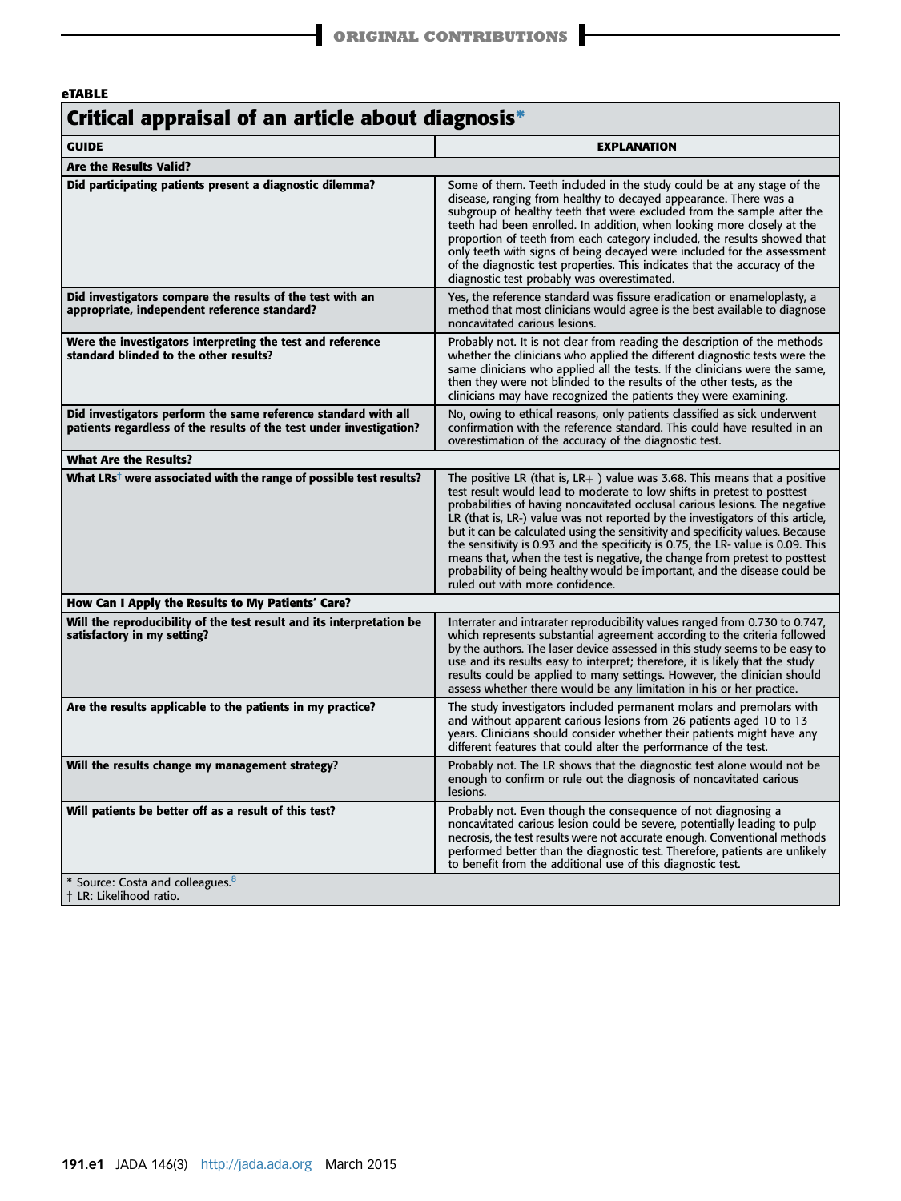**eTABLE**

## Critical appraisal of an article about diagnosis*

| GUIDE | EXPLANATION |
| --- | --- |
| **Are the Results Valid?** | |
| **Did participating patients present a diagnostic dilemma?** | Some of them. Teeth included in the study could be at any stage of the disease, ranging from healthy to decayed appearance. There was a subgroup of healthy teeth that were excluded from the sample after the teeth had been enrolled. In addition, when looking more closely at the proportion of teeth from each category included, the results showed that only teeth with signs of being decayed were included for the assessment of the diagnostic test properties. This indicates that the accuracy of the diagnostic test probably was overestimated. |
| **Did investigators compare the results of the test with an appropriate, independent reference standard?** | Yes, the reference standard was fissure eradication or enameloplasty, a method that most clinicians would agree is the best available to diagnose noncavitated carious lesions. |
| **Were the investigators interpreting the test and reference standard blinded to the other results?** | Probably not. It is not clear from reading the description of the methods whether the clinicians who applied the different diagnostic tests were the same clinicians who applied all the tests. If the clinicians were the same, then they were not blinded to the results of the other tests, as the clinicians may have recognized the patients they were examining. |
| **Did investigators perform the same reference standard with all patients regardless of the results of the test under investigation?** | No, owing to ethical reasons, only patients classified as sick underwent confirmation with the reference standard. This could have resulted in an overestimation of the accuracy of the diagnostic test. |
| **What Are the Results?** | |
| **What LRs† were associated with the range of possible test results?** | The positive LR (that is, LR+) value was 3.68. This means that a positive test result would lead to moderate to low shifts in pretest to posttest probabilities of having noncavitated occlusal carious lesions. The negative LR (that is, LR-) value was not reported by the investigators of this article, but it can be calculated using the sensitivity and specificity values. Because the sensitivity is 0.93 and the specificity is 0.75, the LR- value is 0.09. This means that, when the test is negative, the change from pretest to posttest probability of being healthy would be important, and the disease could be ruled out with more confidence. |
| **How Can I Apply the Results to My Patients' Care?** | |
| **Will the reproducibility of the test result and its interpretation be satisfactory in my setting?** | Interrater and intrarater reproducibility values ranged from 0.730 to 0.747, which represents substantial agreement according to the criteria followed by the authors. The laser device assessed in this study seems to be easy to use and its results easy to interpret; therefore, it is likely that the study results could be applied to many settings. However, the clinician should assess whether there would be any limitation in his or her practice. |
| **Are the results applicable to the patients in my practice?** | The study investigators included permanent molars and premolars with and without apparent carious lesions from 26 patients aged 10 to 13 years. Clinicians should consider whether their patients might have any different features that could alter the performance of the test. |
| **Will the results change my management strategy?** | Probably not. The LR shows that the diagnostic test alone would not be enough to confirm or rule out the diagnosis of noncavitated carious lesions. |
| **Will patients be better off as a result of this test?** | Probably not. Even though the consequence of not diagnosing a noncavitated carious lesion could be severe, potentially leading to pulp necrosis, the test results were not accurate enough. Conventional methods performed better than the diagnostic test. Therefore, patients are unlikely to benefit from the additional use of this diagnostic test. |

\* Source: Costa and colleagues.[8]
† LR: Likelihood ratio.